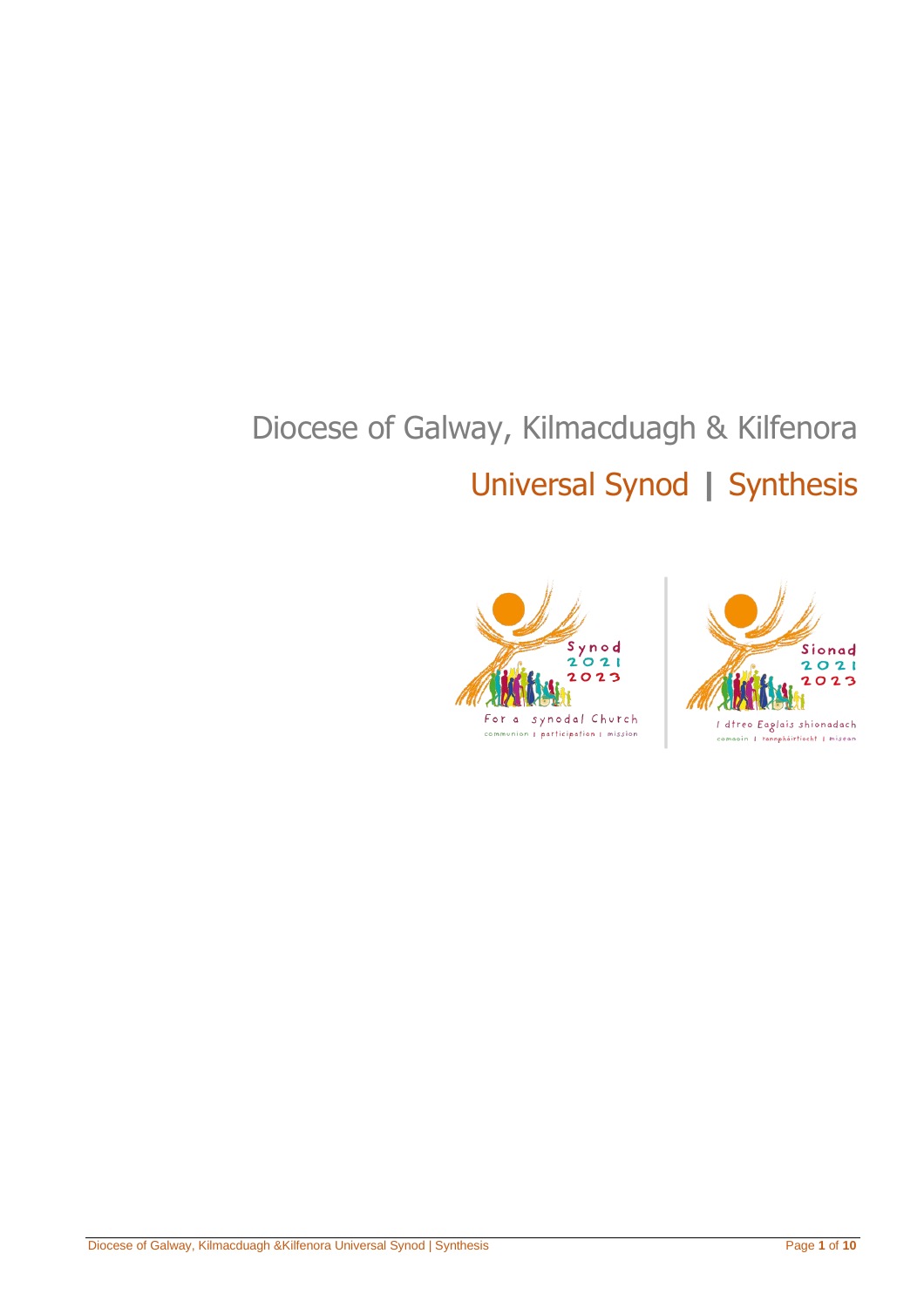# Diocese of Galway, Kilmacduagh & Kilfenora

## Universal Synod | Synthesis

Synod 2021 2023

For a synodal Church

communion | participation | mission

Sionad 2021 2023

I dtreo Eaglais shionadach

comaoin | rannpháirtíocht | misean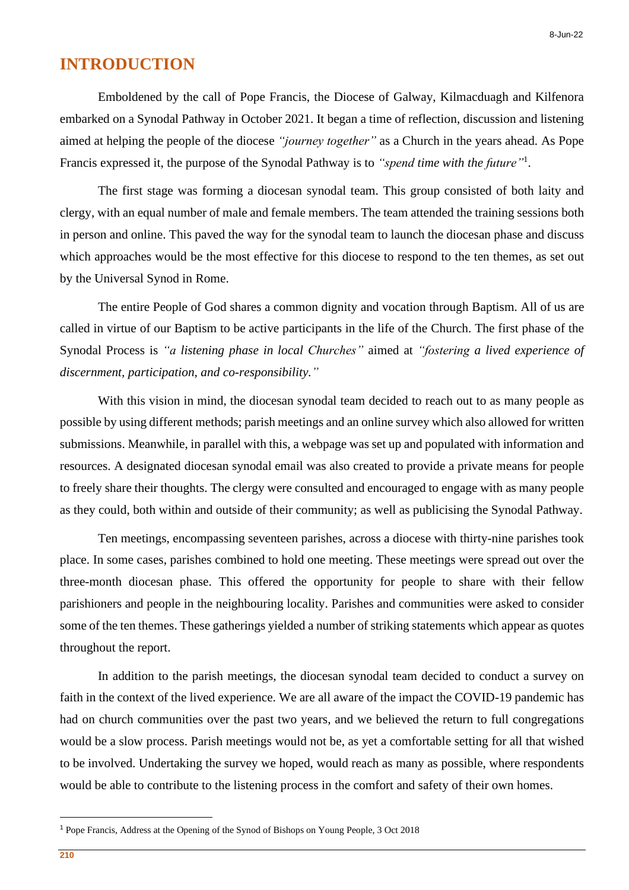# INTRODUCTION

Emboldened by the call of Pope Francis, the Diocese of Galway, Kilmacduagh and Kilfenora embarked on a Synodal Pathway in October 2021. It began a time of reflection, discussion and listening aimed at helping the people of the diocese *"journey together"* as a Church in the years ahead. As Pope Francis expressed it, the purpose of the Synodal Pathway is to *"spend time with the future"*[1].

The first stage was forming a diocesan synodal team. This group consisted of both laity and clergy, with an equal number of male and female members. The team attended the training sessions both in person and online. This paved the way for the synodal team to launch the diocesan phase and discuss which approaches would be the most effective for this diocese to respond to the ten themes, as set out by the Universal Synod in Rome.

The entire People of God shares a common dignity and vocation through Baptism. All of us are called in virtue of our Baptism to be active participants in the life of the Church. The first phase of the Synodal Process is *"a listening phase in local Churches"* aimed at *"fostering a lived experience of discernment, participation, and co-responsibility."*

With this vision in mind, the diocesan synodal team decided to reach out to as many people as possible by using different methods; parish meetings and an online survey which also allowed for written submissions. Meanwhile, in parallel with this, a webpage was set up and populated with information and resources. A designated diocesan synodal email was also created to provide a private means for people to freely share their thoughts. The clergy were consulted and encouraged to engage with as many people as they could, both within and outside of their community; as well as publicising the Synodal Pathway.

Ten meetings, encompassing seventeen parishes, across a diocese with thirty-nine parishes took place. In some cases, parishes combined to hold one meeting. These meetings were spread out over the three-month diocesan phase. This offered the opportunity for people to share with their fellow parishioners and people in the neighbouring locality. Parishes and communities were asked to consider some of the ten themes. These gatherings yielded a number of striking statements which appear as quotes throughout the report.

In addition to the parish meetings, the diocesan synodal team decided to conduct a survey on faith in the context of the lived experience. We are all aware of the impact the COVID-19 pandemic has had on church communities over the past two years, and we believed the return to full congregations would be a slow process. Parish meetings would not be, as yet a comfortable setting for all that wished to be involved. Undertaking the survey we hoped, would reach as many as possible, where respondents would be able to contribute to the listening process in the comfort and safety of their own homes.

---

[1] Pope Francis, Address at the Opening of the Synod of Bishops on Young People, 3 Oct 2018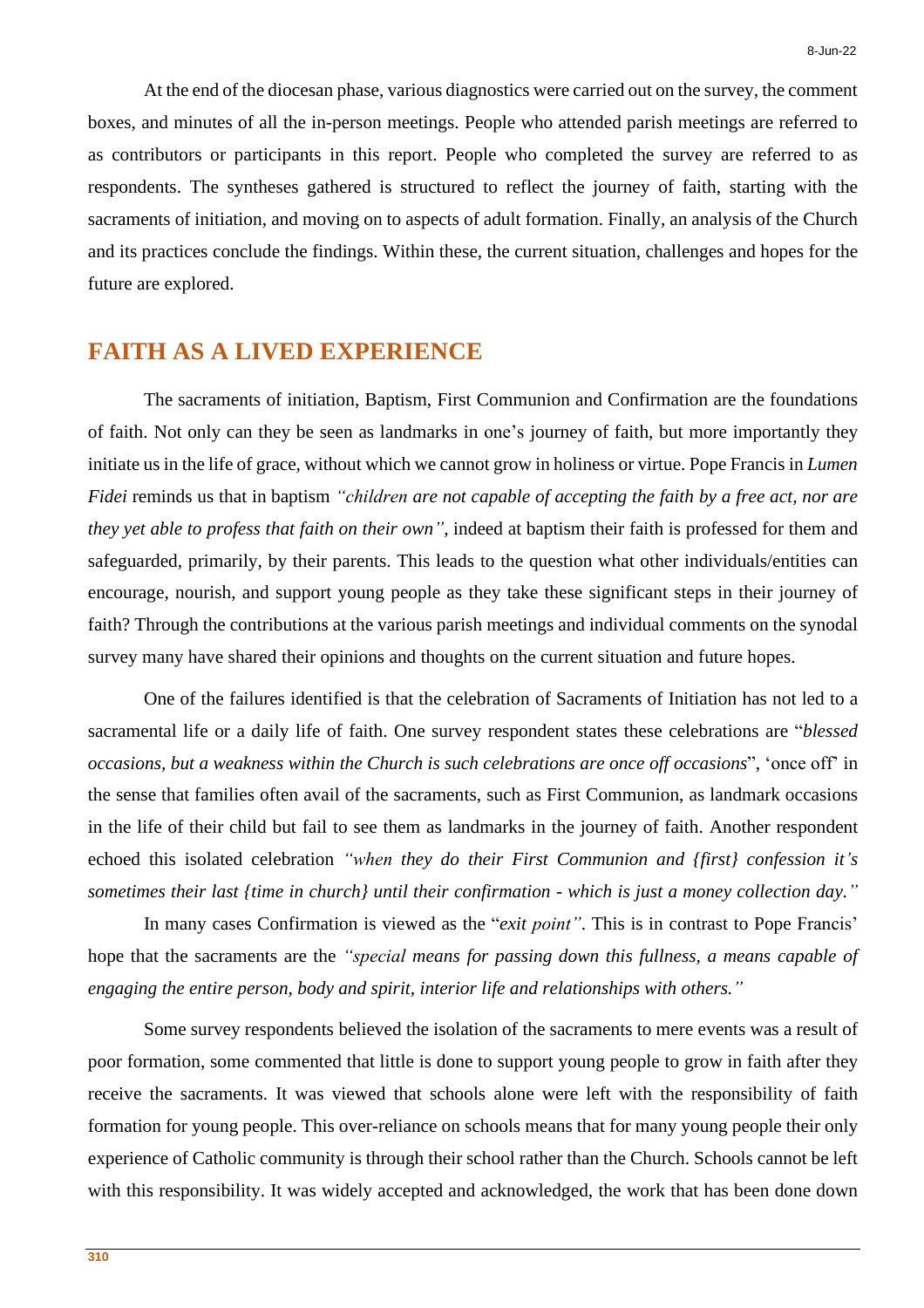At the end of the diocesan phase, various diagnostics were carried out on the survey, the comment boxes, and minutes of all the in-person meetings. People who attended parish meetings are referred to as contributors or participants in this report. People who completed the survey are referred to as respondents. The syntheses gathered is structured to reflect the journey of faith, starting with the sacraments of initiation, and moving on to aspects of adult formation. Finally, an analysis of the Church and its practices conclude the findings. Within these, the current situation, challenges and hopes for the future are explored.

## FAITH AS A LIVED EXPERIENCE

The sacraments of initiation, Baptism, First Communion and Confirmation are the foundations of faith. Not only can they be seen as landmarks in one's journey of faith, but more importantly they initiate us in the life of grace, without which we cannot grow in holiness or virtue. Pope Francis in *Lumen Fidei* reminds us that in baptism *"children are not capable of accepting the faith by a free act, nor are they yet able to profess that faith on their own"*, indeed at baptism their faith is professed for them and safeguarded, primarily, by their parents. This leads to the question what other individuals/entities can encourage, nourish, and support young people as they take these significant steps in their journey of faith? Through the contributions at the various parish meetings and individual comments on the synodal survey many have shared their opinions and thoughts on the current situation and future hopes.

One of the failures identified is that the celebration of Sacraments of Initiation has not led to a sacramental life or a daily life of faith. One survey respondent states these celebrations are "*blessed occasions, but a weakness within the Church is such celebrations are once off occasions*", 'once off' in the sense that families often avail of the sacraments, such as First Communion, as landmark occasions in the life of their child but fail to see them as landmarks in the journey of faith. Another respondent echoed this isolated celebration *"when they do their First Communion and {first} confession it's sometimes their last {time in church} until their confirmation - which is just a money collection day."*

In many cases Confirmation is viewed as the "*exit point"*. This is in contrast to Pope Francis' hope that the sacraments are the *"special means for passing down this fullness, a means capable of engaging the entire person, body and spirit, interior life and relationships with others."*

Some survey respondents believed the isolation of the sacraments to mere events was a result of poor formation, some commented that little is done to support young people to grow in faith after they receive the sacraments. It was viewed that schools alone were left with the responsibility of faith formation for young people. This over-reliance on schools means that for many young people their only experience of Catholic community is through their school rather than the Church. Schools cannot be left with this responsibility. It was widely accepted and acknowledged, the work that has been done down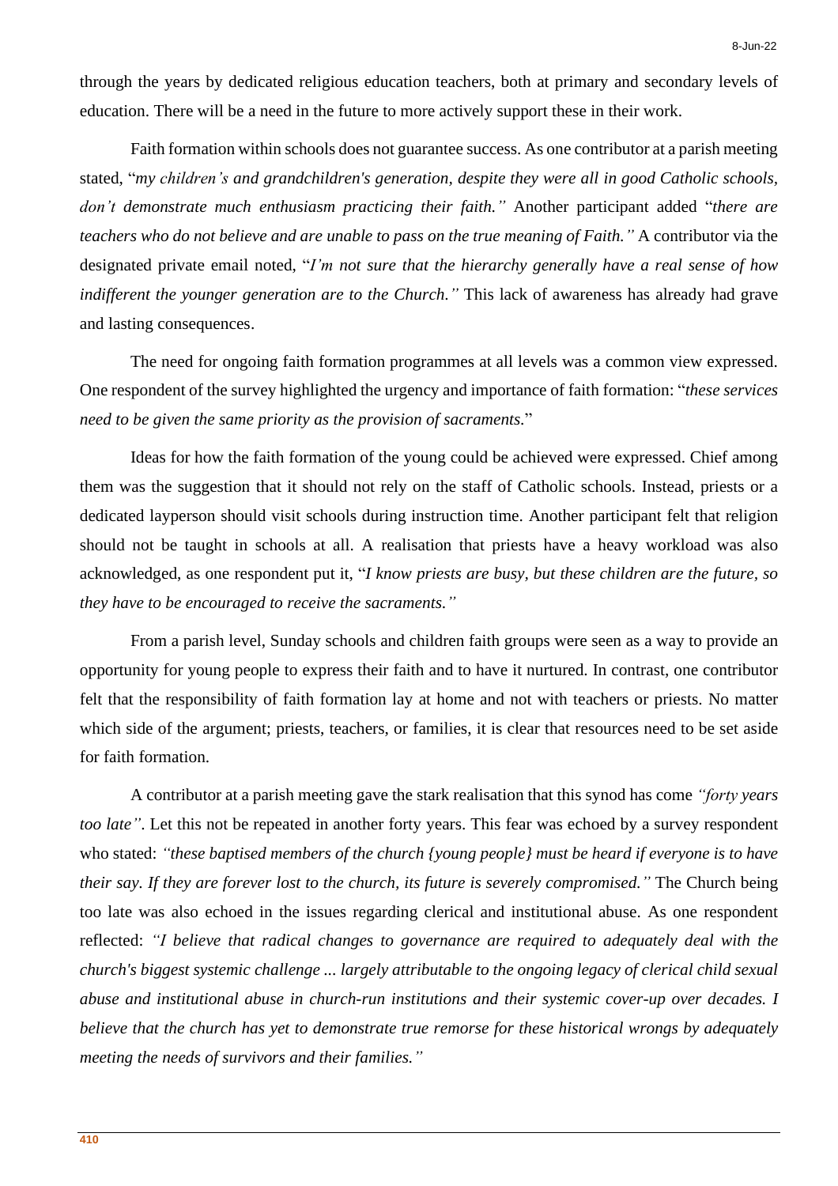through the years by dedicated religious education teachers, both at primary and secondary levels of education. There will be a need in the future to more actively support these in their work.

Faith formation within schools does not guarantee success. As one contributor at a parish meeting stated, "*my children's and grandchildren's generation, despite they were all in good Catholic schools, don't demonstrate much enthusiasm practicing their faith."* Another participant added "*there are teachers who do not believe and are unable to pass on the true meaning of Faith."* A contributor via the designated private email noted, "*I'm not sure that the hierarchy generally have a real sense of how indifferent the younger generation are to the Church."* This lack of awareness has already had grave and lasting consequences.

The need for ongoing faith formation programmes at all levels was a common view expressed. One respondent of the survey highlighted the urgency and importance of faith formation: "*these services need to be given the same priority as the provision of sacraments.*"

Ideas for how the faith formation of the young could be achieved were expressed. Chief among them was the suggestion that it should not rely on the staff of Catholic schools. Instead, priests or a dedicated layperson should visit schools during instruction time. Another participant felt that religion should not be taught in schools at all. A realisation that priests have a heavy workload was also acknowledged, as one respondent put it, "*I know priests are busy, but these children are the future, so they have to be encouraged to receive the sacraments."*

From a parish level, Sunday schools and children faith groups were seen as a way to provide an opportunity for young people to express their faith and to have it nurtured. In contrast, one contributor felt that the responsibility of faith formation lay at home and not with teachers or priests. No matter which side of the argument; priests, teachers, or families, it is clear that resources need to be set aside for faith formation.

A contributor at a parish meeting gave the stark realisation that this synod has come *"forty years too late"*. Let this not be repeated in another forty years. This fear was echoed by a survey respondent who stated: *"these baptised members of the church {young people} must be heard if everyone is to have their say. If they are forever lost to the church, its future is severely compromised."* The Church being too late was also echoed in the issues regarding clerical and institutional abuse. As one respondent reflected: *"I believe that radical changes to governance are required to adequately deal with the church's biggest systemic challenge ... largely attributable to the ongoing legacy of clerical child sexual abuse and institutional abuse in church-run institutions and their systemic cover-up over decades. I believe that the church has yet to demonstrate true remorse for these historical wrongs by adequately meeting the needs of survivors and their families."*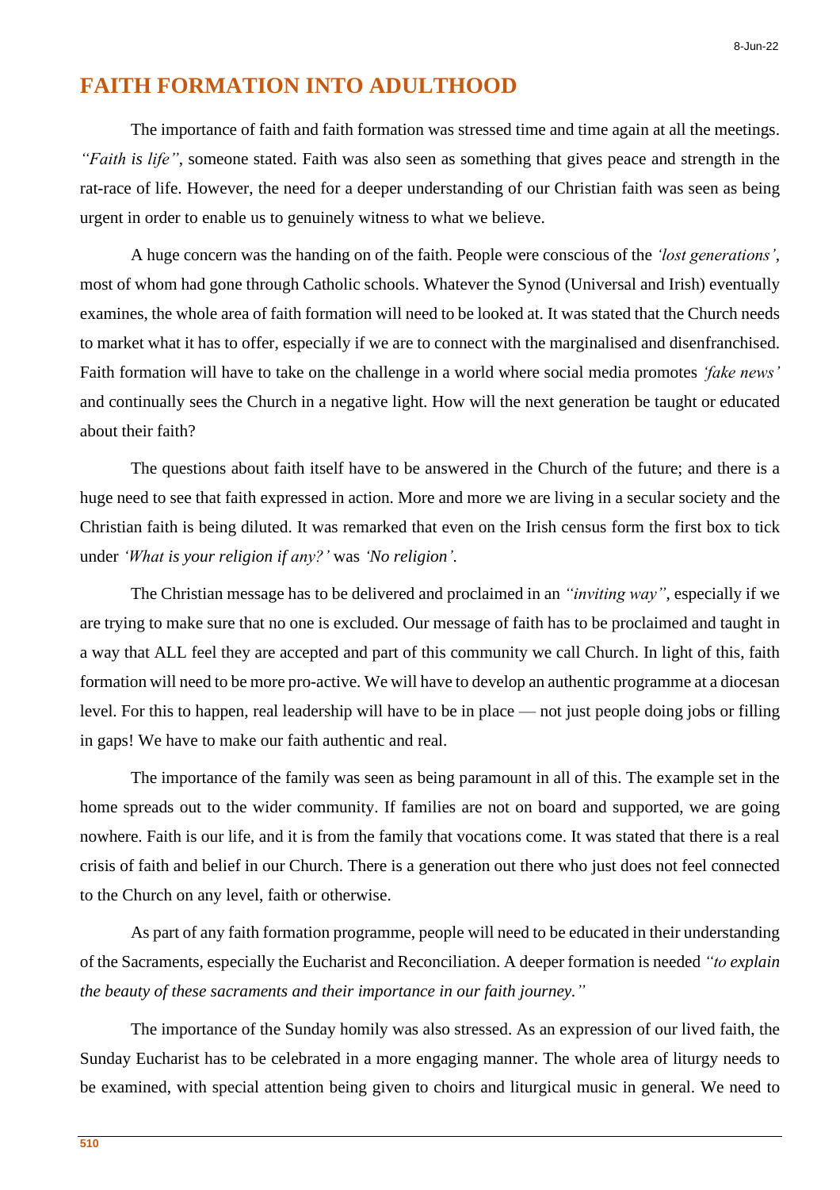# FAITH FORMATION INTO ADULTHOOD

The importance of faith and faith formation was stressed time and time again at all the meetings. *"Faith is life"*, someone stated. Faith was also seen as something that gives peace and strength in the rat-race of life. However, the need for a deeper understanding of our Christian faith was seen as being urgent in order to enable us to genuinely witness to what we believe.

A huge concern was the handing on of the faith. People were conscious of the *'lost generations'*, most of whom had gone through Catholic schools. Whatever the Synod (Universal and Irish) eventually examines, the whole area of faith formation will need to be looked at. It was stated that the Church needs to market what it has to offer, especially if we are to connect with the marginalised and disenfranchised. Faith formation will have to take on the challenge in a world where social media promotes *'fake news'* and continually sees the Church in a negative light. How will the next generation be taught or educated about their faith?

The questions about faith itself have to be answered in the Church of the future; and there is a huge need to see that faith expressed in action. More and more we are living in a secular society and the Christian faith is being diluted. It was remarked that even on the Irish census form the first box to tick under *'What is your religion if any?'* was *'No religion'*.

The Christian message has to be delivered and proclaimed in an *"inviting way"*, especially if we are trying to make sure that no one is excluded. Our message of faith has to be proclaimed and taught in a way that ALL feel they are accepted and part of this community we call Church. In light of this, faith formation will need to be more pro-active. We will have to develop an authentic programme at a diocesan level. For this to happen, real leadership will have to be in place — not just people doing jobs or filling in gaps! We have to make our faith authentic and real.

The importance of the family was seen as being paramount in all of this. The example set in the home spreads out to the wider community. If families are not on board and supported, we are going nowhere. Faith is our life, and it is from the family that vocations come. It was stated that there is a real crisis of faith and belief in our Church. There is a generation out there who just does not feel connected to the Church on any level, faith or otherwise.

As part of any faith formation programme, people will need to be educated in their understanding of the Sacraments, especially the Eucharist and Reconciliation. A deeper formation is needed *"to explain the beauty of these sacraments and their importance in our faith journey."*

The importance of the Sunday homily was also stressed. As an expression of our lived faith, the Sunday Eucharist has to be celebrated in a more engaging manner. The whole area of liturgy needs to be examined, with special attention being given to choirs and liturgical music in general. We need to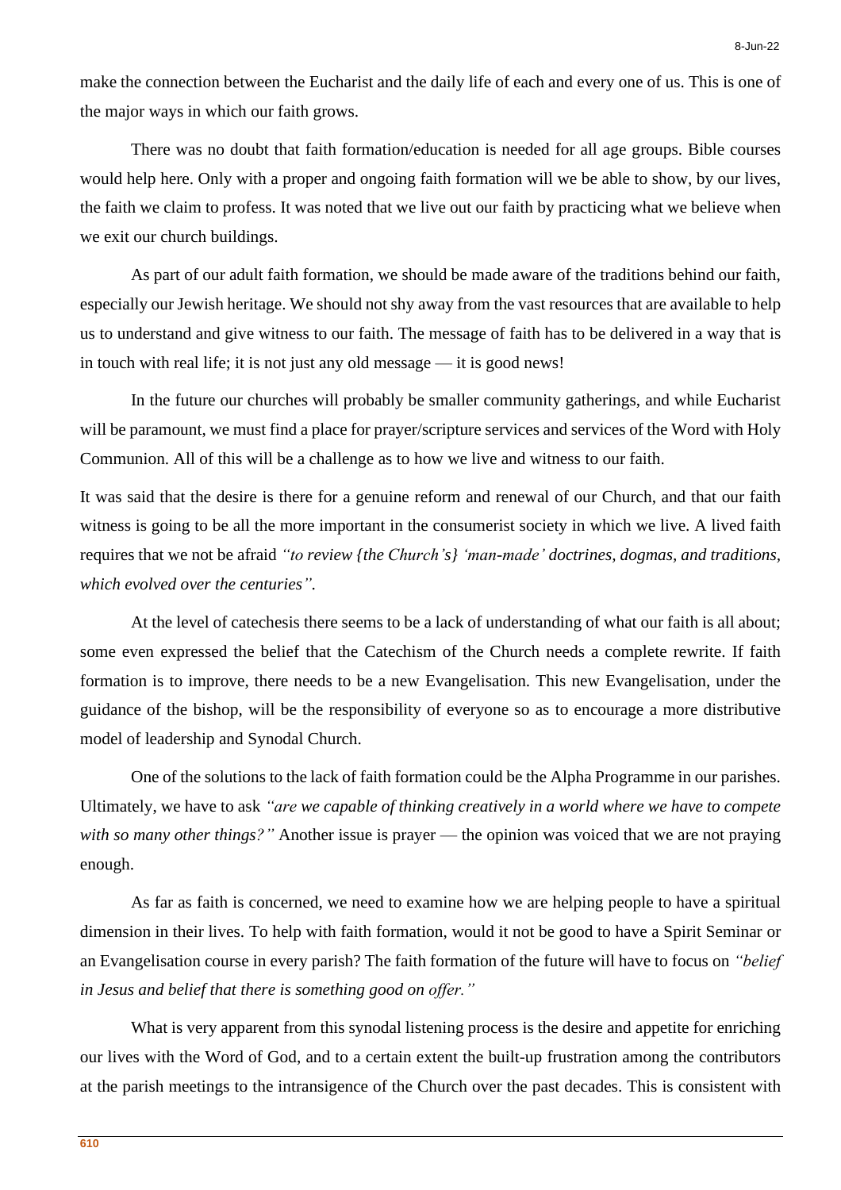make the connection between the Eucharist and the daily life of each and every one of us. This is one of the major ways in which our faith grows.

There was no doubt that faith formation/education is needed for all age groups. Bible courses would help here. Only with a proper and ongoing faith formation will we be able to show, by our lives, the faith we claim to profess. It was noted that we live out our faith by practicing what we believe when we exit our church buildings.

As part of our adult faith formation, we should be made aware of the traditions behind our faith, especially our Jewish heritage. We should not shy away from the vast resources that are available to help us to understand and give witness to our faith. The message of faith has to be delivered in a way that is in touch with real life; it is not just any old message — it is good news!

In the future our churches will probably be smaller community gatherings, and while Eucharist will be paramount, we must find a place for prayer/scripture services and services of the Word with Holy Communion. All of this will be a challenge as to how we live and witness to our faith.

It was said that the desire is there for a genuine reform and renewal of our Church, and that our faith witness is going to be all the more important in the consumerist society in which we live. A lived faith requires that we not be afraid *"to review {the Church's} 'man-made' doctrines, dogmas, and traditions, which evolved over the centuries"*.

At the level of catechesis there seems to be a lack of understanding of what our faith is all about; some even expressed the belief that the Catechism of the Church needs a complete rewrite. If faith formation is to improve, there needs to be a new Evangelisation. This new Evangelisation, under the guidance of the bishop, will be the responsibility of everyone so as to encourage a more distributive model of leadership and Synodal Church.

One of the solutions to the lack of faith formation could be the Alpha Programme in our parishes. Ultimately, we have to ask *"are we capable of thinking creatively in a world where we have to compete with so many other things?"* Another issue is prayer — the opinion was voiced that we are not praying enough.

As far as faith is concerned, we need to examine how we are helping people to have a spiritual dimension in their lives. To help with faith formation, would it not be good to have a Spirit Seminar or an Evangelisation course in every parish? The faith formation of the future will have to focus on *"belief in Jesus and belief that there is something good on offer."*

What is very apparent from this synodal listening process is the desire and appetite for enriching our lives with the Word of God, and to a certain extent the built-up frustration among the contributors at the parish meetings to the intransigence of the Church over the past decades. This is consistent with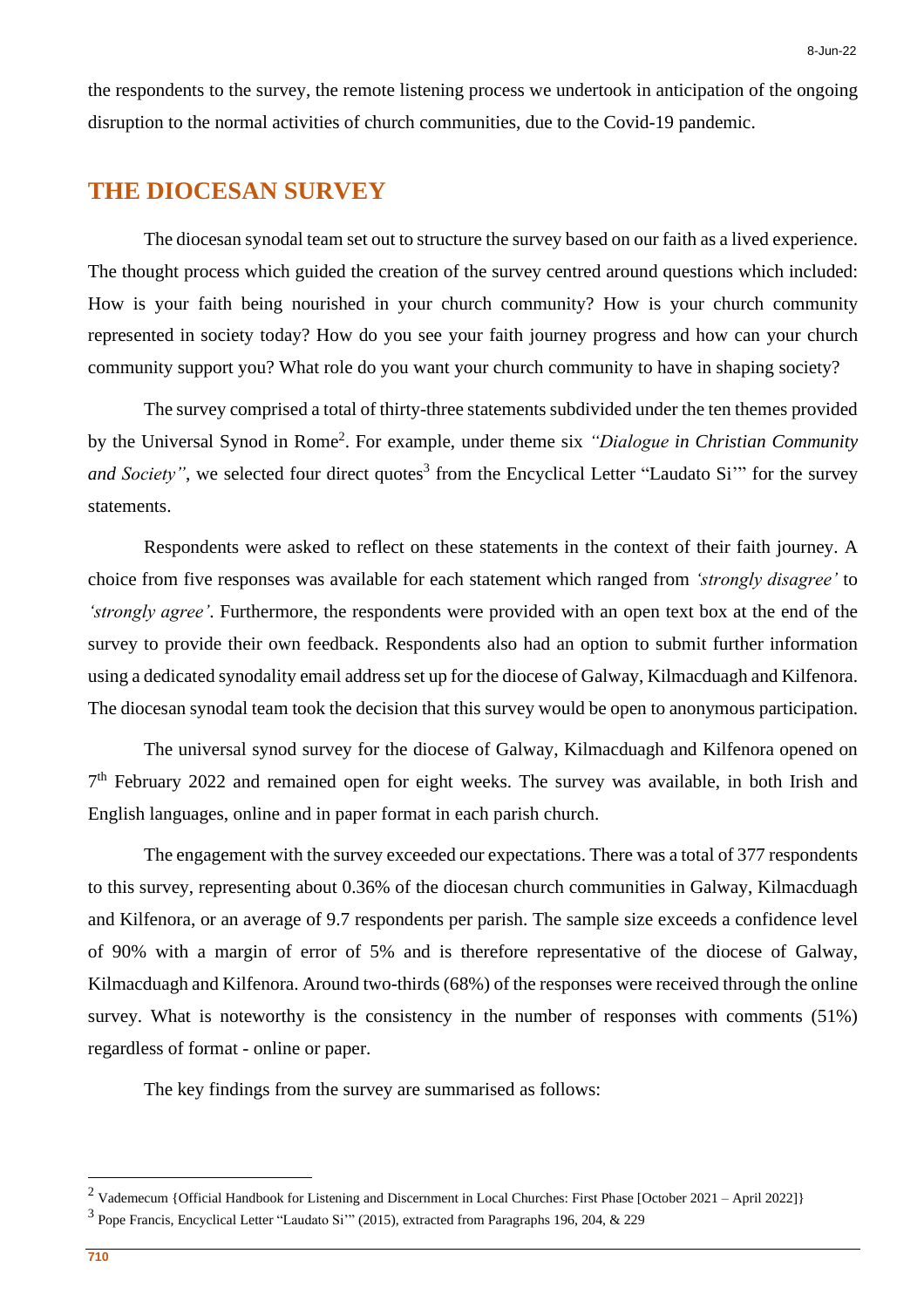the respondents to the survey, the remote listening process we undertook in anticipation of the ongoing disruption to the normal activities of church communities, due to the Covid-19 pandemic.

## THE DIOCESAN SURVEY

The diocesan synodal team set out to structure the survey based on our faith as a lived experience. The thought process which guided the creation of the survey centred around questions which included: How is your faith being nourished in your church community? How is your church community represented in society today? How do you see your faith journey progress and how can your church community support you? What role do you want your church community to have in shaping society?

The survey comprised a total of thirty-three statements subdivided under the ten themes provided by the Universal Synod in Rome[2]. For example, under theme six *"Dialogue in Christian Community and Society"*, we selected four direct quotes[3] from the Encyclical Letter "Laudato Si'" for the survey statements.

Respondents were asked to reflect on these statements in the context of their faith journey. A choice from five responses was available for each statement which ranged from *'strongly disagree'* to *'strongly agree'*. Furthermore, the respondents were provided with an open text box at the end of the survey to provide their own feedback. Respondents also had an option to submit further information using a dedicated synodality email address set up for the diocese of Galway, Kilmacduagh and Kilfenora. The diocesan synodal team took the decision that this survey would be open to anonymous participation.

The universal synod survey for the diocese of Galway, Kilmacduagh and Kilfenora opened on 7th February 2022 and remained open for eight weeks. The survey was available, in both Irish and English languages, online and in paper format in each parish church.

The engagement with the survey exceeded our expectations. There was a total of 377 respondents to this survey, representing about 0.36% of the diocesan church communities in Galway, Kilmacduagh and Kilfenora, or an average of 9.7 respondents per parish. The sample size exceeds a confidence level of 90% with a margin of error of 5% and is therefore representative of the diocese of Galway, Kilmacduagh and Kilfenora. Around two-thirds (68%) of the responses were received through the online survey. What is noteworthy is the consistency in the number of responses with comments (51%) regardless of format - online or paper.

The key findings from the survey are summarised as follows:

---

[2] Vademecum {Official Handbook for Listening and Discernment in Local Churches: First Phase [October 2021 – April 2022]}

[3] Pope Francis, Encyclical Letter "Laudato Si'" (2015), extracted from Paragraphs 196, 204, & 229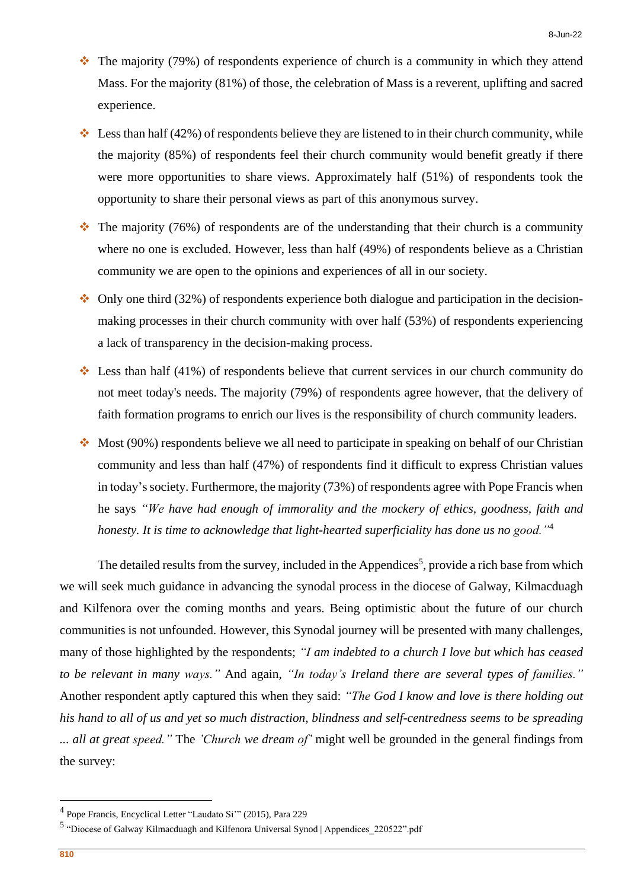- The majority (79%) of respondents experience of church is a community in which they attend Mass. For the majority (81%) of those, the celebration of Mass is a reverent, uplifting and sacred experience.
- Less than half (42%) of respondents believe they are listened to in their church community, while the majority (85%) of respondents feel their church community would benefit greatly if there were more opportunities to share views. Approximately half (51%) of respondents took the opportunity to share their personal views as part of this anonymous survey.
- The majority (76%) of respondents are of the understanding that their church is a community where no one is excluded. However, less than half (49%) of respondents believe as a Christian community we are open to the opinions and experiences of all in our society.
- Only one third (32%) of respondents experience both dialogue and participation in the decision-making processes in their church community with over half (53%) of respondents experiencing a lack of transparency in the decision-making process.
- Less than half (41%) of respondents believe that current services in our church community do not meet today's needs. The majority (79%) of respondents agree however, that the delivery of faith formation programs to enrich our lives is the responsibility of church community leaders.
- Most (90%) respondents believe we all need to participate in speaking on behalf of our Christian community and less than half (47%) of respondents find it difficult to express Christian values in today's society. Furthermore, the majority (73%) of respondents agree with Pope Francis when he says *"We have had enough of immorality and the mockery of ethics, goodness, faith and honesty. It is time to acknowledge that light-hearted superficiality has done us no good."*[4]

The detailed results from the survey, included in the Appendices[5], provide a rich base from which we will seek much guidance in advancing the synodal process in the diocese of Galway, Kilmacduagh and Kilfenora over the coming months and years. Being optimistic about the future of our church communities is not unfounded. However, this Synodal journey will be presented with many challenges, many of those highlighted by the respondents; *"I am indebted to a church I love but which has ceased to be relevant in many ways."* And again, *"In today's Ireland there are several types of families."* Another respondent aptly captured this when they said: *"The God I know and love is there holding out his hand to all of us and yet so much distraction, blindness and self-centredness seems to be spreading ... all at great speed."* The *'Church we dream of'* might well be grounded in the general findings from the survey:

---

[4] Pope Francis, Encyclical Letter "Laudato Si'" (2015), Para 229

[5] "Diocese of Galway Kilmacduagh and Kilfenora Universal Synod | Appendices_220522".pdf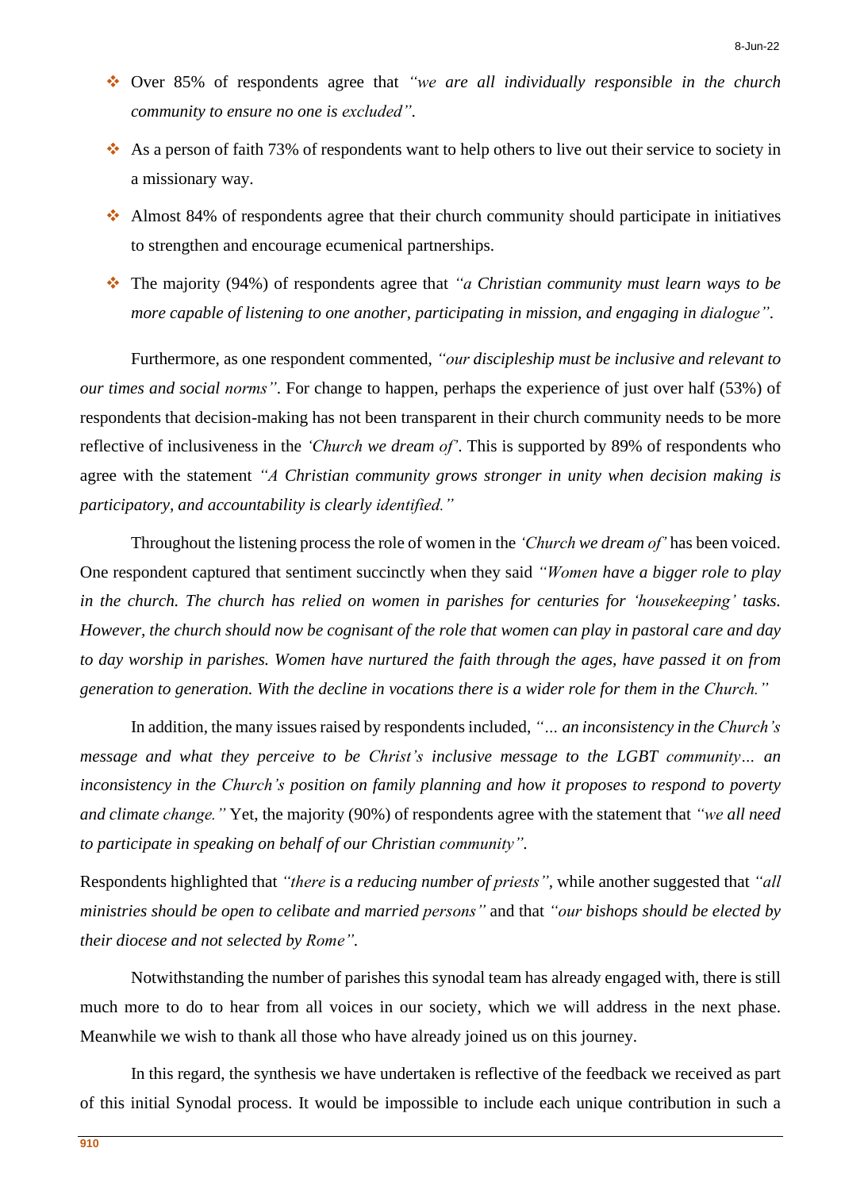- Over 85% of respondents agree that *"we are all individually responsible in the church community to ensure no one is excluded"*.
- As a person of faith 73% of respondents want to help others to live out their service to society in a missionary way.
- Almost 84% of respondents agree that their church community should participate in initiatives to strengthen and encourage ecumenical partnerships.
- The majority (94%) of respondents agree that *"a Christian community must learn ways to be more capable of listening to one another, participating in mission, and engaging in dialogue"*.

Furthermore, as one respondent commented, *"our discipleship must be inclusive and relevant to our times and social norms"*. For change to happen, perhaps the experience of just over half (53%) of respondents that decision-making has not been transparent in their church community needs to be more reflective of inclusiveness in the *'Church we dream of'*. This is supported by 89% of respondents who agree with the statement *"A Christian community grows stronger in unity when decision making is participatory, and accountability is clearly identified."*

Throughout the listening process the role of women in the *'Church we dream of'* has been voiced. One respondent captured that sentiment succinctly when they said *"Women have a bigger role to play in the church. The church has relied on women in parishes for centuries for 'housekeeping' tasks. However, the church should now be cognisant of the role that women can play in pastoral care and day to day worship in parishes. Women have nurtured the faith through the ages, have passed it on from generation to generation. With the decline in vocations there is a wider role for them in the Church."*

In addition, the many issues raised by respondents included, *"… an inconsistency in the Church's message and what they perceive to be Christ's inclusive message to the LGBT community… an inconsistency in the Church's position on family planning and how it proposes to respond to poverty and climate change."* Yet, the majority (90%) of respondents agree with the statement that *"we all need to participate in speaking on behalf of our Christian community"*.

Respondents highlighted that *"there is a reducing number of priests"*, while another suggested that *"all ministries should be open to celibate and married persons"* and that *"our bishops should be elected by their diocese and not selected by Rome"*.

Notwithstanding the number of parishes this synodal team has already engaged with, there is still much more to do to hear from all voices in our society, which we will address in the next phase. Meanwhile we wish to thank all those who have already joined us on this journey.

In this regard, the synthesis we have undertaken is reflective of the feedback we received as part of this initial Synodal process. It would be impossible to include each unique contribution in such a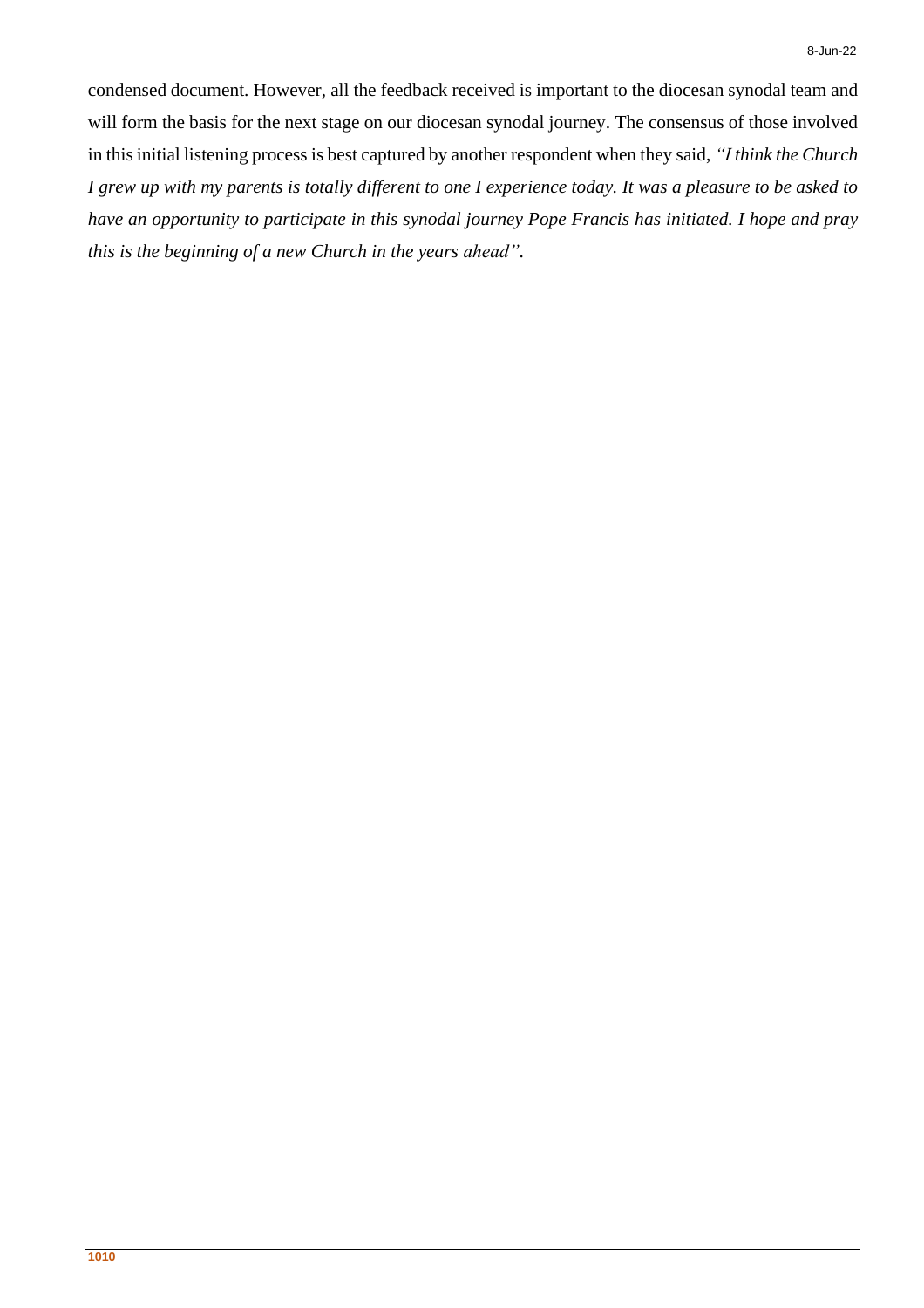condensed document. However, all the feedback received is important to the diocesan synodal team and will form the basis for the next stage on our diocesan synodal journey. The consensus of those involved in this initial listening process is best captured by another respondent when they said, *"I think the Church I grew up with my parents is totally different to one I experience today. It was a pleasure to be asked to have an opportunity to participate in this synodal journey Pope Francis has initiated. I hope and pray this is the beginning of a new Church in the years ahead"*.